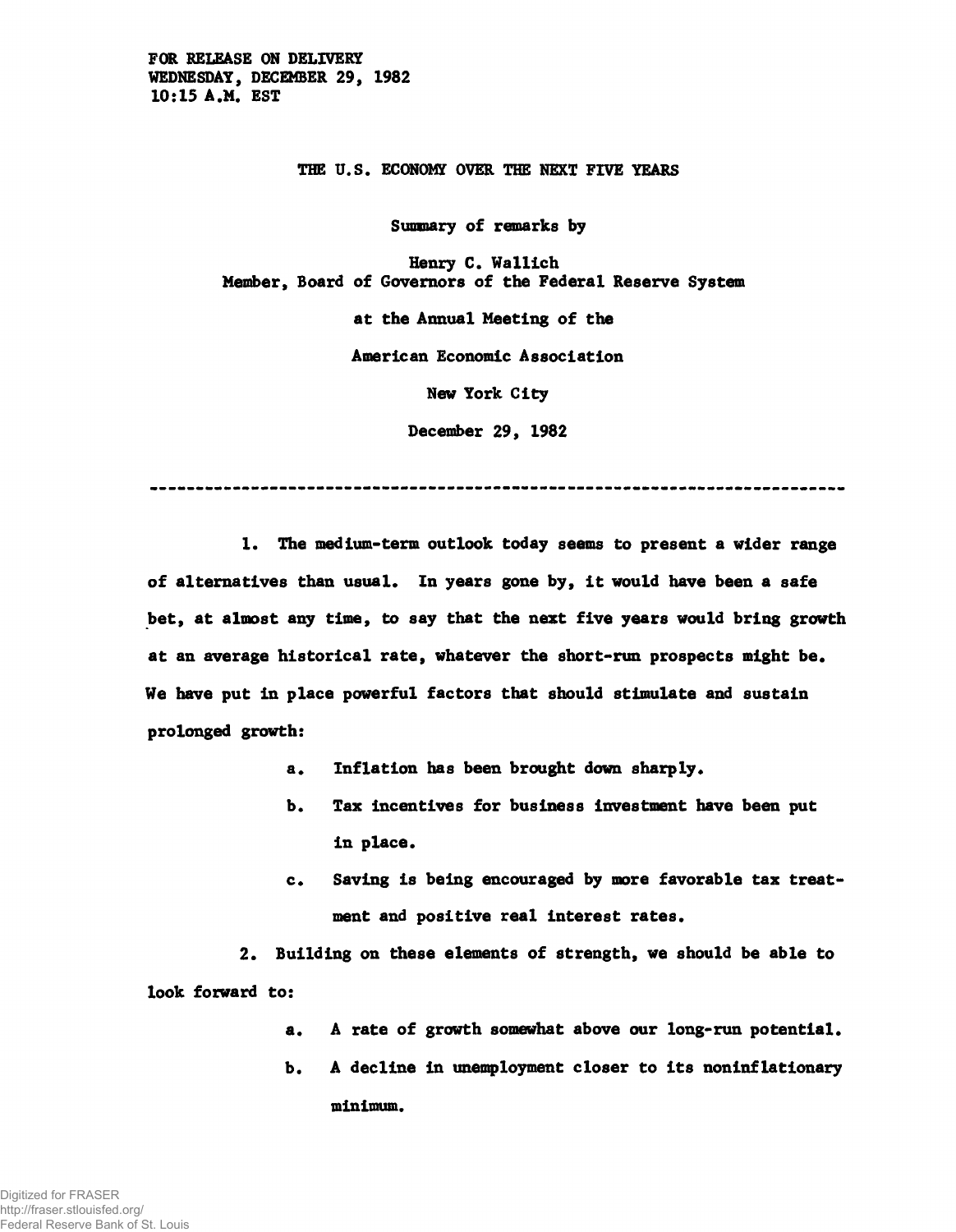FOR RELEASE ON DELIVERY
WEDNESDAY, DECEMBER 29, 1982
10:15 A.M. EST

# THE U.S. ECONOMY OVER THE NEXT FIVE YEARS

Summary of remarks by

Henry C. Wallich
Member, Board of Governors of the Federal Reserve System

at the Annual Meeting of the

American Economic Association

New York City

December 29, 1982

---

1. The medium-term outlook today seems to present a wider range of alternatives than usual. In years gone by, it would have been a safe bet, at almost any time, to say that the next five years would bring growth at an average historical rate, whatever the short-run prospects might be. We have put in place powerful factors that should stimulate and sustain prolonged growth:

   a. Inflation has been brought down sharply.

   b. Tax incentives for business investment have been put in place.

   c. Saving is being encouraged by more favorable tax treatment and positive real interest rates.

2. Building on these elements of strength, we should be able to look forward to:

   a. A rate of growth somewhat above our long-run potential.

   b. A decline in unemployment closer to its noninflationary minimum.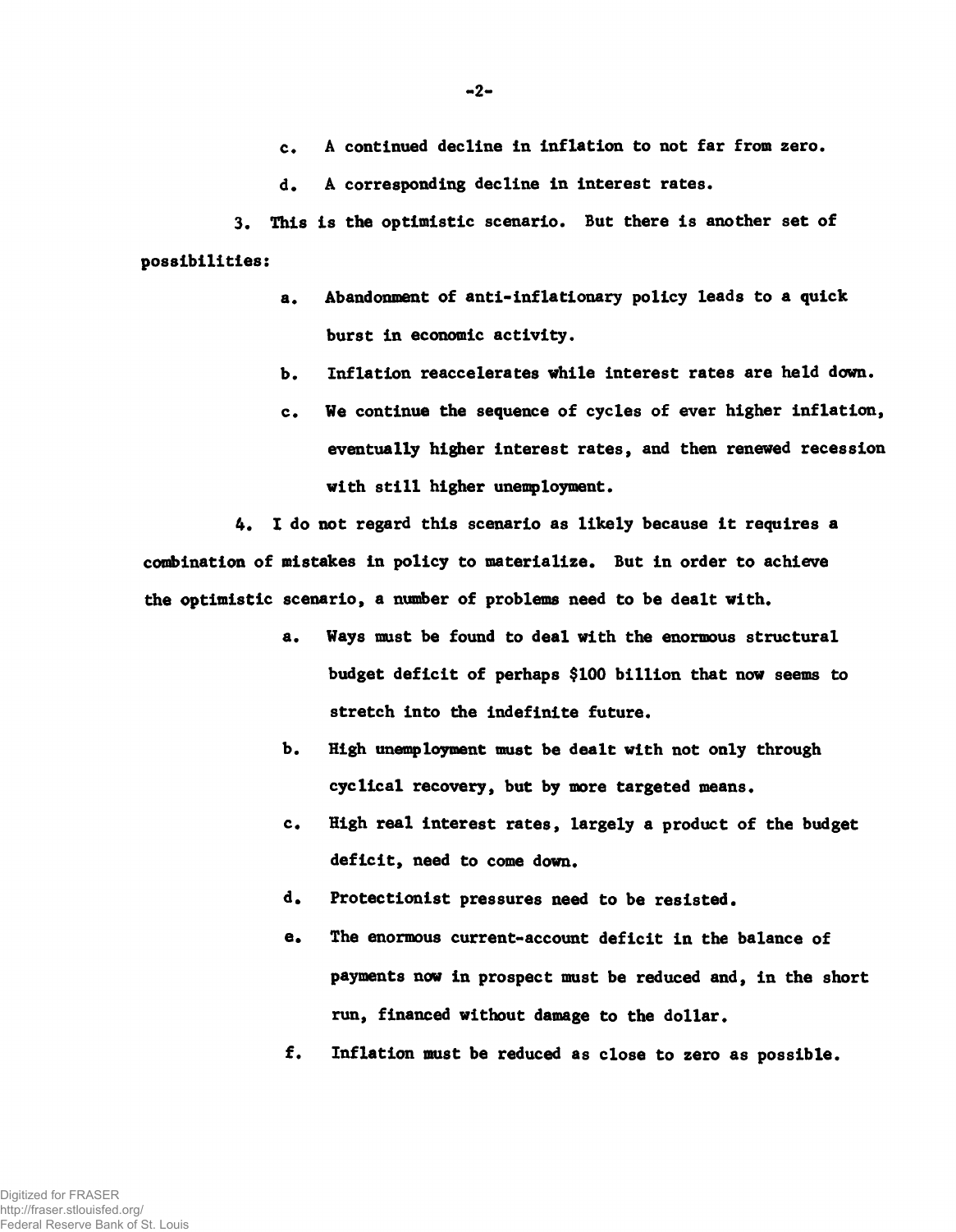c. A continued decline in inflation to not far from zero.

d. A corresponding decline in interest rates.

3. This is the optimistic scenario. But there is another set of possibilities:

a. Abandonment of anti-inflationary policy leads to a quick burst in economic activity.

b. Inflation reaccelerates while interest rates are held down.

c. We continue the sequence of cycles of ever higher inflation, eventually higher interest rates, and then renewed recession with still higher unemployment.

4. I do not regard this scenario as likely because it requires a combination of mistakes in policy to materialize. But in order to achieve the optimistic scenario, a number of problems need to be dealt with.

a. Ways must be found to deal with the enormous structural budget deficit of perhaps $100 billion that now seems to stretch into the indefinite future.

b. High unemployment must be dealt with not only through cyclical recovery, but by more targeted means.

c. High real interest rates, largely a product of the budget deficit, need to come down.

d. Protectionist pressures need to be resisted.

e. The enormous current-account deficit in the balance of payments now in prospect must be reduced and, in the short run, financed without damage to the dollar.

f. Inflation must be reduced as close to zero as possible.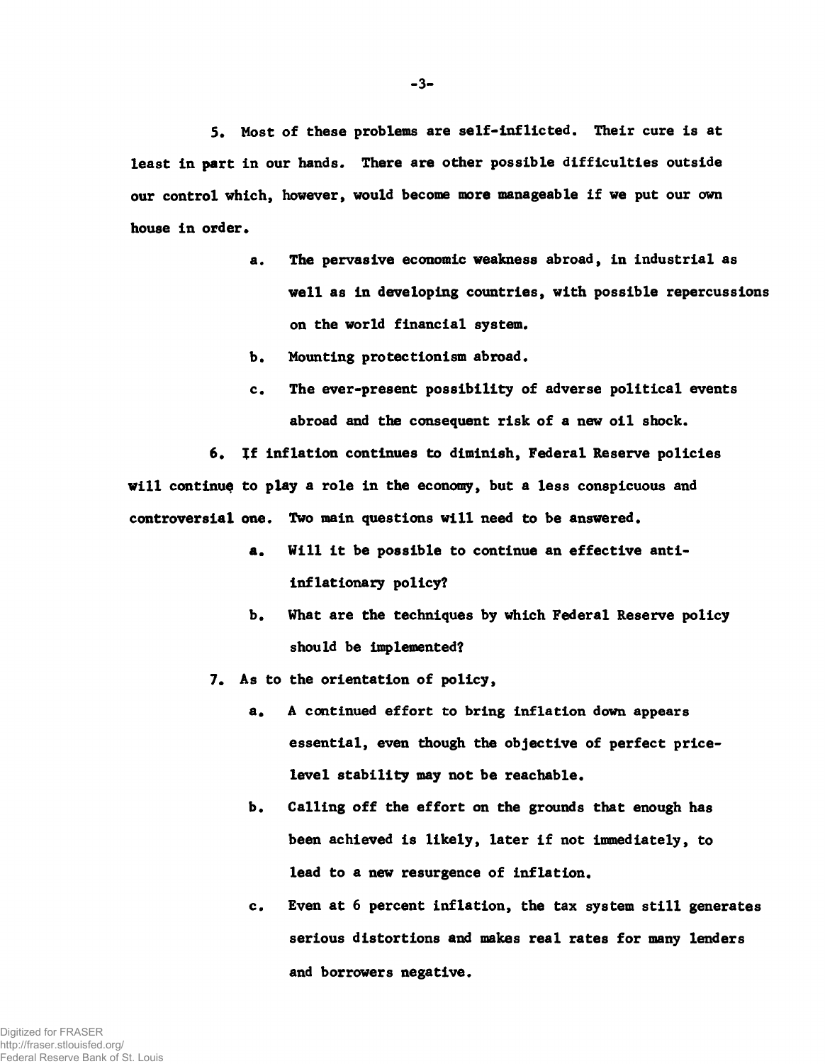5. Most of these problems are self-inflicted. Their cure is at least in part in our hands. There are other possible difficulties outside our control which, however, would become more manageable if we put our own house in order.

   a. The pervasive economic weakness abroad, in industrial as well as in developing countries, with possible repercussions on the world financial system.

   b. Mounting protectionism abroad.

   c. The ever-present possibility of adverse political events abroad and the consequent risk of a new oil shock.

6. If inflation continues to diminish, Federal Reserve policies will continue to play a role in the economy, but a less conspicuous and controversial one. Two main questions will need to be answered.

   a. Will it be possible to continue an effective anti-inflationary policy?

   b. What are the techniques by which Federal Reserve policy should be implemented?

7. As to the orientation of policy,

   a. A continued effort to bring inflation down appears essential, even though the objective of perfect price-level stability may not be reachable.

   b. Calling off the effort on the grounds that enough has been achieved is likely, later if not immediately, to lead to a new resurgence of inflation.

   c. Even at 6 percent inflation, the tax system still generates serious distortions and makes real rates for many lenders and borrowers negative.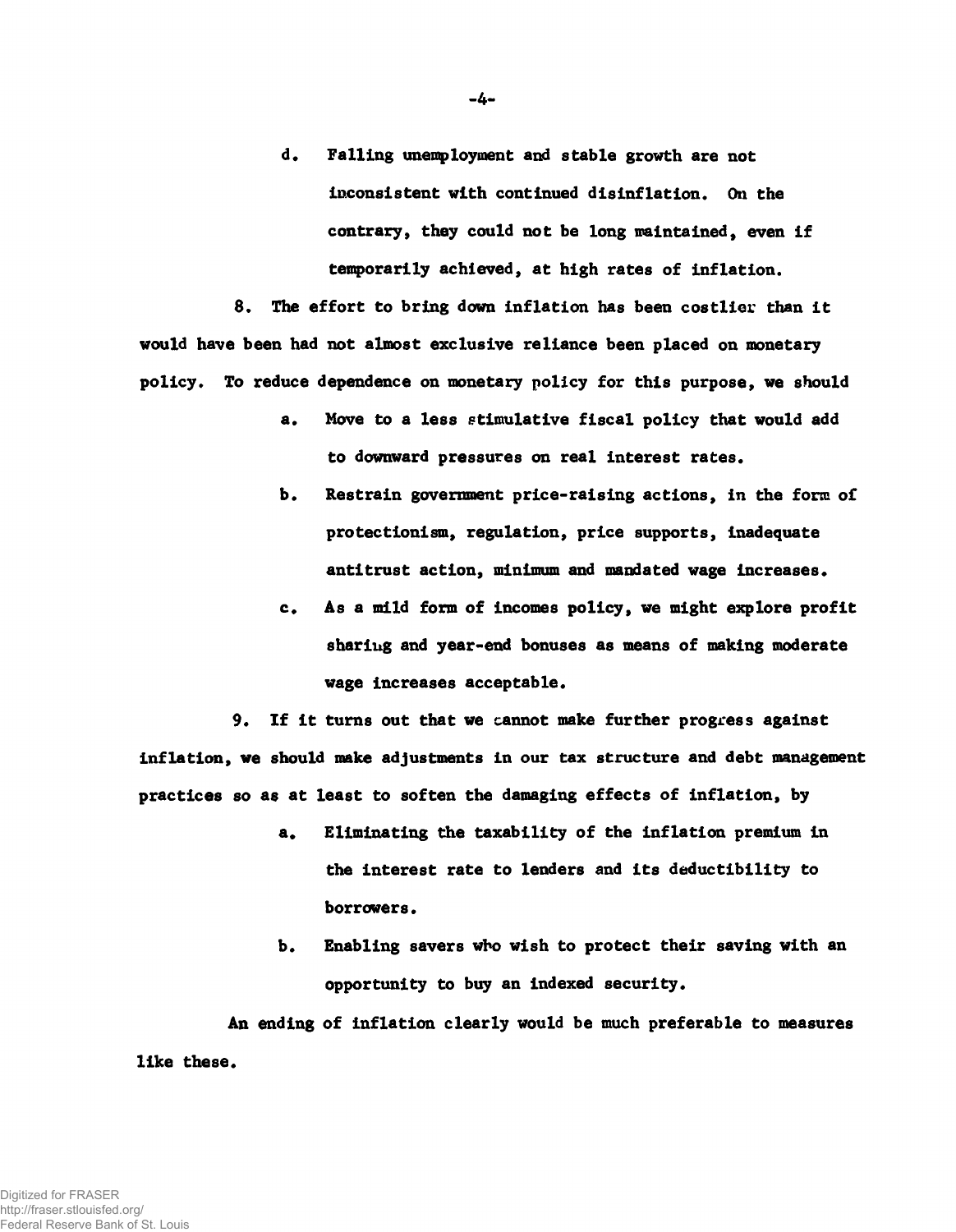d. Falling unemployment and stable growth are not inconsistent with continued disinflation. On the contrary, they could not be long maintained, even if temporarily achieved, at high rates of inflation.

8. The effort to bring down inflation has been costlier than it would have been had not almost exclusive reliance been placed on monetary policy. To reduce dependence on monetary policy for this purpose, we should

a. Move to a less stimulative fiscal policy that would add to downward pressures on real interest rates.

b. Restrain government price-raising actions, in the form of protectionism, regulation, price supports, inadequate antitrust action, minimum and mandated wage increases.

c. As a mild form of incomes policy, we might explore profit sharing and year-end bonuses as means of making moderate wage increases acceptable.

9. If it turns out that we cannot make further progress against inflation, we should make adjustments in our tax structure and debt management practices so as at least to soften the damaging effects of inflation, by

a. Eliminating the taxability of the inflation premium in the interest rate to lenders and its deductibility to borrowers.

b. Enabling savers who wish to protect their saving with an opportunity to buy an indexed security.

An ending of inflation clearly would be much preferable to measures like these.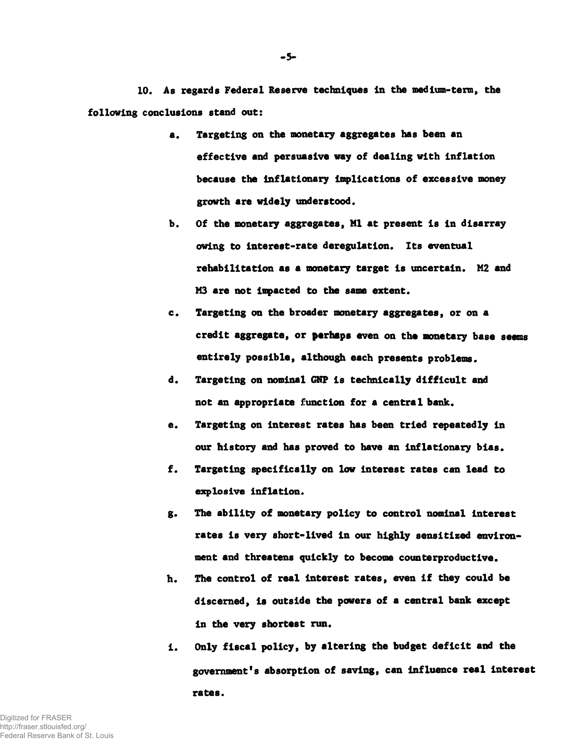10. As regards Federal Reserve techniques in the medium-term, the following conclusions stand out:

a. Targeting on the monetary aggregates has been an effective and persuasive way of dealing with inflation because the inflationary implications of excessive money growth are widely understood.

b. Of the monetary aggregates, M1 at present is in disarray owing to interest-rate deregulation. Its eventual rehabilitation as a monetary target is uncertain. M2 and M3 are not impacted to the same extent.

c. Targeting on the broader monetary aggregates, or on a credit aggregate, or perhaps even on the monetary base seems entirely possible, although each presents problems.

d. Targeting on nominal GNP is technically difficult and not an appropriate function for a central bank.

e. Targeting on interest rates has been tried repeatedly in our history and has proved to have an inflationary bias.

f. Targeting specifically on low interest rates can lead to explosive inflation.

g. The ability of monetary policy to control nominal interest rates is very short-lived in our highly sensitized environment and threatens quickly to become counterproductive.

h. The control of real interest rates, even if they could be discerned, is outside the powers of a central bank except in the very shortest run.

i. Only fiscal policy, by altering the budget deficit and the government's absorption of saving, can influence real interest rates.